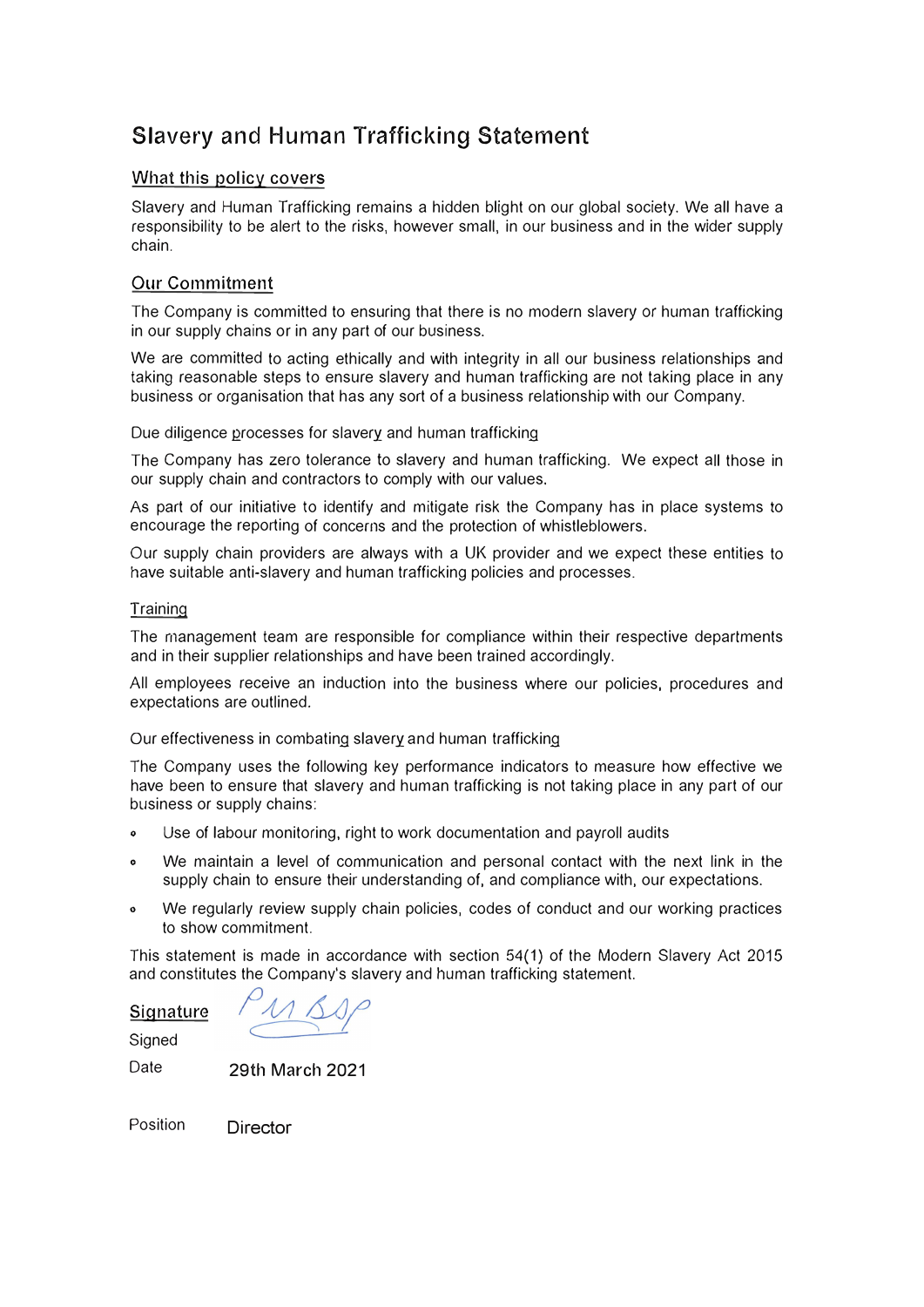# Slavery and Human Trafficking Statement

## What this policy covers

Slavery and Human Trafficking remains a hidden blight on our global society. We all have a responsibility to be alert to the risks, however small, in our business and in the wider supply chain.

## Our Commitment

The Company is committed to ensuring that there is no modern slavery or human trafficking in our supply chains or in any part of our business.

We are committed to acting ethically and with integrity in all our business relationships and taking reasonable steps to ensure slavery and human trafficking are not taking place in any business or organisation that has any sort of a business relationship with our Company.

### Due diligence processes for slavery and human trafficking

The Company has zero tolerance to slavery and human trafficking. We expect all those in our supply chain and contractors to comply with our values.

As part of our initiative to identify and mitigate risk the Company has in place systems to encourage the reporting of concerns and the protection of whistleblowers.

Our supply chain providers are always with a UK provider and we expect these entities to have suitable anti-slavery and human trafficking policies and processes.

### Training

The management team are responsible for compliance within their respective departments and in their supplier relationships and have been trained accordingly.

All employees receive an induction into the business where our policies, procedures and expectations are outlined.

### Our effectiveness in combating slavery and human trafficking

The Company uses the following key performance indicators to measure how effective we have been to ensure that slavery and human trafficking is not taking place in any part of our business or supply chains:

- Use of labour monitoring, right to work documentation and payroll audits
- We maintain a level of communication and personal contact with the next link in the supply chain to ensure their understanding of, and compliance with, our expectations.
- We regularly review supply chain policies, codes of conduct and our working practices to show commitment.

This statement is made in accordance with section 54(1) of the Modern Slavery Act 2015 and constitutes the Company's slavery and human trafficking statement.

**Signature**

Signed

Date 29th March 2021

Position Director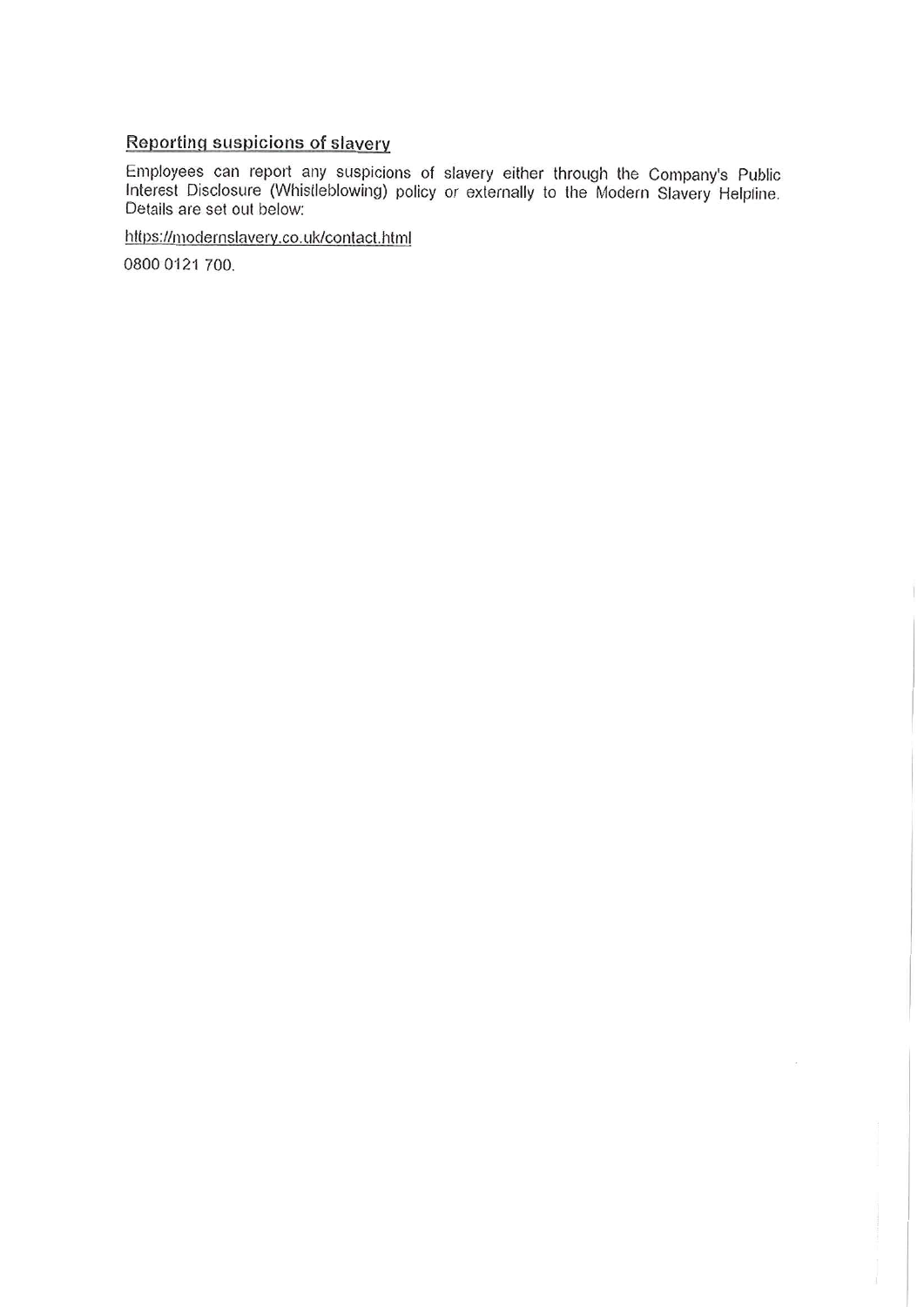## Reporting suspicions of slavery

Employees can report any suspicions of slavery either through the Company's Public Interest Disclosure (Whistleblowing) policy or externally to the Modern Slavery Helpline. Details are set out below:

https://modernslavery.co.uk/contact.html

0800 0121 700.